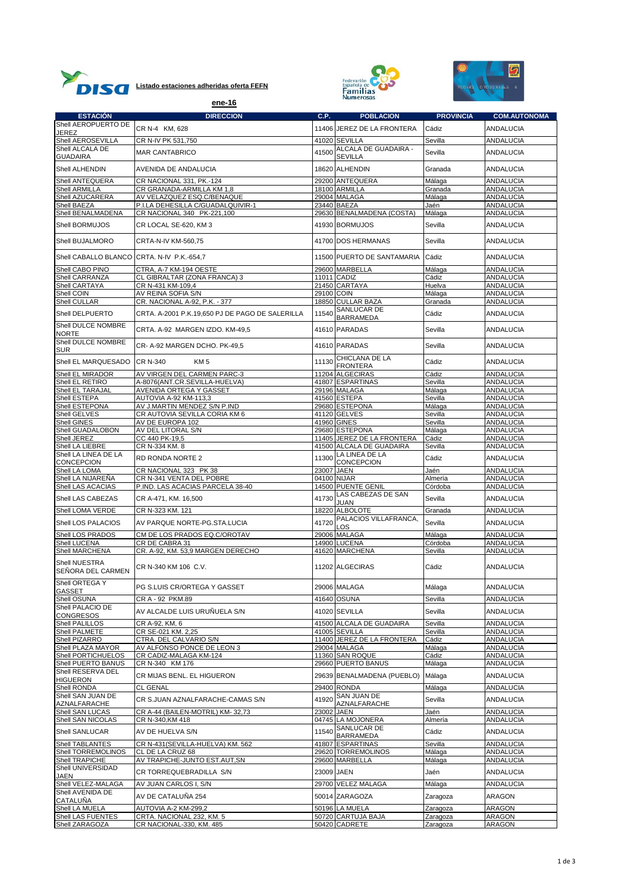**Listado estaciones adheridas oferta FEFN**

**ene-16**

| ESTACIÓN | DIRECCION | C.P. | POBLACION | PROVINCIA | COM.AUTONOMA |
|---|---|---|---|---|---|
| Shell AEROPUERTO DE JEREZ | CR N-4 KM, 628 | 11406 | JEREZ DE LA FRONTERA | Cádiz | ANDALUCIA |
| Shell AEROSEVILLA | CR N-IV PK 531,750 | 41020 | SEVILLA | Sevilla | ANDALUCIA |
| Shell ALCALA DE GUADAIRA | MAR CANTABRICO | 41500 | ALCALA DE GUADAIRA - SEVILLA | Sevilla | ANDALUCIA |
| Shell ALHENDIN | AVENIDA DE ANDALUCIA | 18620 | ALHENDIN | Granada | ANDALUCIA |
| Shell ANTEQUERA | CR NACIONAL 331, PK.-124 | 29200 | ANTEQUERA | Málaga | ANDALUCIA |
| Shell ARMILLA | CR GRANADA-ARMILLA KM 1,8 | 18100 | ARMILLA | Granada | ANDALUCIA |
| Shell AZUCARERA | AV VELAZQUEZ ESQ.C/BENAQUE | 29004 | MALAGA | Málaga | ANDALUCIA |
| Shell BAEZA | P.I.LA DEHESILLA C/GUADALQUIVIR-1 | 23440 | BAEZA | Jaén | ANDALUCIA |
| Shell BENALMADENA | CR NACIONAL 340 PK-221,100 | 29630 | BENALMADENA (COSTA) | Málaga | ANDALUCIA |
| Shell BORMUJOS | CR LOCAL SE-620, KM 3 | 41930 | BORMUJOS | Sevilla | ANDALUCIA |
| Shell BUJALMORO | CRTA-N-IV KM-560,75 | 41700 | DOS HERMANAS | Sevilla | ANDALUCIA |
| Shell CABALLO BLANCO | CRTA. N-IV P.K.-654,7 | 11500 | PUERTO DE SANTAMARIA | Cádiz | ANDALUCIA |
| Shell CABO PINO | CTRA, A-7 KM-194 OESTE | 29600 | MARBELLA | Málaga | ANDALUCIA |
| Shell CARRANZA | CL GIBRALTAR (ZONA FRANCA) 3 | 11011 | CADIZ | Cádiz | ANDALUCIA |
| Shell CARTAYA | CR N-431 KM-109,4 | 21450 | CARTAYA | Huelva | ANDALUCIA |
| Shell COIN | AV REINA SOFIA S/N | 29100 | COIN | Málaga | ANDALUCIA |
| Shell CULLAR | CR. NACIONAL A-92, P.K. - 377 | 18850 | CULLAR BAZA | Granada | ANDALUCIA |
| Shell DELPUERTO | CRTA. A-2001 P.K.19,650 PJ DE PAGO DE SALERILLA | 11540 | SANLUCAR DE BARRAMEDA | Cádiz | ANDALUCIA |
| Shell DULCE NOMBRE NORTE | CRTA. A-92 MARGEN IZDO. KM-49,5 | 41610 | PARADAS | Sevilla | ANDALUCIA |
| Shell DULCE NOMBRE SUR | CR- A-92 MARGEN DCHO. PK-49,5 | 41610 | PARADAS | Sevilla | ANDALUCIA |
| Shell EL MARQUESADO | CR N-340 KM 5 | 11130 | CHICLANA DE LA FRONTERA | Cádiz | ANDALUCIA |
| Shell EL MIRADOR | AV VIRGEN DEL CARMEN PARC-3 | 11204 | ALGECIRAS | Cádiz | ANDALUCIA |
| Shell EL RETIRO | A-8076(ANT.CR.SEVILLA-HUELVA) | 41807 | ESPARTINAS | Sevilla | ANDALUCIA |
| Shell EL TARAJAL | AVENIDA ORTEGA Y GASSET | 29196 | MALAGA | Málaga | ANDALUCIA |
| Shell ESTEPA | AUTOVIA A-92 KM-113,3 | 41560 | ESTEPA | Sevilla | ANDALUCIA |
| Shell ESTEPONA | AV J.MARTIN MENDEZ S/N P.IND | 29680 | ESTEPONA | Málaga | ANDALUCIA |
| Shell GELVES | CR AUTOVIA SEVILLA CORIA KM 6 | 41120 | GELVES | Sevilla | ANDALUCIA |
| Shell GINES | AV DE EUROPA 102 | 41960 | GINES | Sevilla | ANDALUCIA |
| Shell GUADALOBON | AV DEL LITORAL S/N | 29680 | ESTEPONA | Málaga | ANDALUCIA |
| Shell JEREZ | CC 440 PK-19,5 | 11405 | JEREZ DE LA FRONTERA | Cádiz | ANDALUCIA |
| Shell LA LIEBRE | CR N-334 KM. 8 | 41500 | ALCALA DE GUADAIRA | Sevilla | ANDALUCIA |
| Shell LA LINEA DE LA CONCEPCION | RD RONDA NORTE 2 | 11300 | LA LINEA DE LA CONCEPCION | Cádiz | ANDALUCIA |
| Shell LA LOMA | CR NACIONAL 323 PK 38 | 23007 | JAEN | Jaén | ANDALUCIA |
| Shell LA NIJAREÑA | CR N-341 VENTA DEL POBRE | 04100 | NIJAR | Almería | ANDALUCIA |
| Shell LAS ACACIAS | P.IND. LAS ACACIAS PARCELA 38-40 | 14500 | PUENTE GENIL | Córdoba | ANDALUCIA |
| Shell LAS CABEZAS | CR A-471, KM. 16,500 | 41730 | LAS CABEZAS DE SAN JUAN | Sevilla | ANDALUCIA |
| Shell LOMA VERDE | CR N-323 KM. 121 | 18220 | ALBOLOTE | Granada | ANDALUCIA |
| Shell LOS PALACIOS | AV PARQUE NORTE-PG.STA.LUCIA | 41720 | PALACIOS VILLAFRANCA, LOS | Sevilla | ANDALUCIA |
| Shell LOS PRADOS | CM DE LOS PRADOS EQ.C/OROTAV | 29006 | MALAGA | Málaga | ANDALUCIA |
| Shell LUCENA | CR DE CABRA 31 | 14900 | LUCENA | Córdoba | ANDALUCIA |
| Shell MARCHENA | CR. A-92, KM. 53,9 MARGEN DERECHO | 41620 | MARCHENA | Sevilla | ANDALUCIA |
| Shell NUESTRA SEÑORA DEL CARMEN | CR N-340 KM 106 C.V. | 11202 | ALGECIRAS | Cádiz | ANDALUCIA |
| Shell ORTEGA Y GASSET | PG S.LUIS CR/ORTEGA Y GASSET | 29006 | MALAGA | Málaga | ANDALUCIA |
| Shell OSUNA | CR A - 92 PKM.89 | 41640 | OSUNA | Sevilla | ANDALUCIA |
| Shell PALACIO DE CONGRESOS | AV ALCALDE LUIS URUÑUELA S/N | 41020 | SEVILLA | Sevilla | ANDALUCIA |
| Shell PALILLOS | CR A-92, KM, 6 | 41500 | ALCALA DE GUADAIRA | Sevilla | ANDALUCIA |
| Shell PALMETE | CR SE-021 KM. 2,25 | 41005 | SEVILLA | Sevilla | ANDALUCIA |
| Shell PIZARRO | CTRA. DEL CALVARIO S/N | 11400 | JEREZ DE LA FRONTERA | Cádiz | ANDALUCIA |
| Shell PLAZA MAYOR | AV ALFONSO PONCE DE LEON 3 | 29004 | MALAGA | Málaga | ANDALUCIA |
| Shell PORTICHUELOS | CR CADIZ-MALAGA KM-124 | 11360 | SAN ROQUE | Cádiz | ANDALUCIA |
| Shell PUERTO BANUS | CR N-340 KM 176 | 29660 | PUERTO BANUS | Málaga | ANDALUCIA |
| Shell RESERVA DEL HIGUERON | CR MIJAS BENL. EL HIGUERON | 29639 | BENALMADENA (PUEBLO) | Málaga | ANDALUCIA |
| Shell RONDA | CL GENAL | 29400 | RONDA | Málaga | ANDALUCIA |
| Shell SAN JUAN DE AZNALFARACHE | CR S.JUAN AZNALFARACHE-CAMAS S/N | 41920 | SAN JUAN DE AZNALFARACHE | Sevilla | ANDALUCIA |
| Shell SAN LUCAS | CR A-44 (BAILEN-MOTRIL) KM- 32,73 | 23002 | JAEN | Jaén | ANDALUCIA |
| Shell SAN NICOLAS | CR N-340,KM 418 | 04745 | LA MOJONERA | Almería | ANDALUCIA |
| Shell SANLUCAR | AV DE HUELVA S/N | 11540 | SANLUCAR DE BARRAMEDA | Cádiz | ANDALUCIA |
| Shell TABLANTES | CR N-431(SEVILLA-HUELVA) KM. 562 | 41807 | ESPARTINAS | Sevilla | ANDALUCIA |
| Shell TORREMOLINOS | CL DE LA CRUZ 68 | 29620 | TORREMOLINOS | Málaga | ANDALUCIA |
| Shell TRAPICHE | AV TRAPICHE-JUNTO EST.AUT,SN | 29600 | MARBELLA | Málaga | ANDALUCIA |
| Shell UNIVERSIDAD JAEN | CR TORREQUEBRADILLA S/N | 23009 | JAEN | Jaén | ANDALUCIA |
| Shell VELEZ-MALAGA | AV JUAN CARLOS I, S/N | 29700 | VELEZ MALAGA | Málaga | ANDALUCIA |
| Shell AVENIDA DE CATALUÑA | AV DE CATALUÑA 254 | 50014 | ZARAGOZA | Zaragoza | ARAGON |
| Shell LA MUELA | AUTOVIA A-2 KM-299,2 | 50196 | LA MUELA | Zaragoza | ARAGON |
| Shell LAS FUENTES | CRTA. NACIONAL 232, KM. 5 | 50720 | CARTUJA BAJA | Zaragoza | ARAGON |
| Shell ZARAGOZA | CR NACIONAL-330, KM. 485 | 50420 | CADRETE | Zaragoza | ARAGON |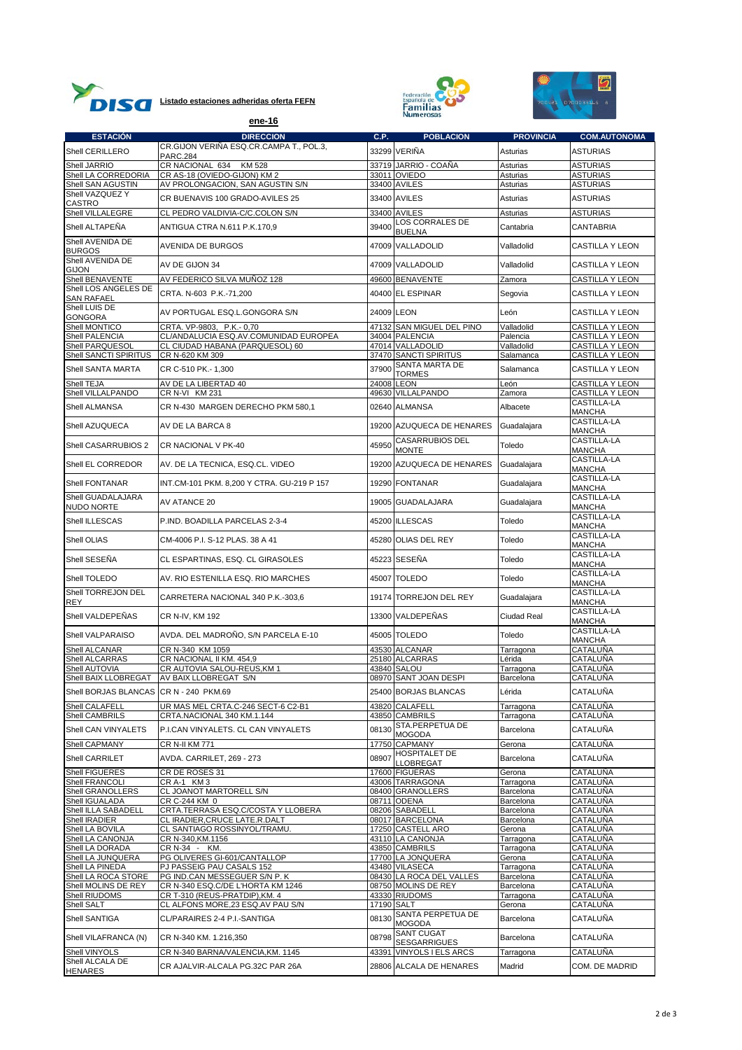**Listado estaciones adheridas oferta FEFN**

**ene-16**

| ESTACIÓN | DIRECCION | C.P. | POBLACION | PROVINCIA | COM.AUTONOMA |
|---|---|---|---|---|---|
| Shell CERILLERO | CR.GIJON VERIÑA ESQ.CR.CAMPA T., POL.3, PARC.284 | 33299 | VERIÑA | Asturias | ASTURIAS |
| Shell JARRIO | CR NACIONAL 634 KM 528 | 33719 | JARRIO - COAÑA | Asturias | ASTURIAS |
| Shell LA CORREDORIA | CR AS-18 (OVIEDO-GIJON) KM 2 | 33011 | OVIEDO | Asturias | ASTURIAS |
| Shell SAN AGUSTIN | AV PROLONGACION, SAN AGUSTIN S/N | 33400 | AVILES | Asturias | ASTURIAS |
| Shell VAZQUEZ Y CASTRO | CR BUENAVIS 100 GRADO-AVILES 25 | 33400 | AVILES | Asturias | ASTURIAS |
| Shell VILLALEGRE | CL PEDRO VALDIVIA-C/C.COLON S/N | 33400 | AVILES | Asturias | ASTURIAS |
| Shell ALTAPEÑA | ANTIGUA CTRA N.611 P.K.170,9 | 39400 | LOS CORRALES DE BUELNA | Cantabria | CANTABRIA |
| Shell AVENIDA DE BURGOS | AVENIDA DE BURGOS | 47009 | VALLADOLID | Valladolid | CASTILLA Y LEON |
| Shell AVENIDA DE GIJON | AV DE GIJON 34 | 47009 | VALLADOLID | Valladolid | CASTILLA Y LEON |
| Shell BENAVENTE | AV FEDERICO SILVA MUÑOZ 128 | 49600 | BENAVENTE | Zamora | CASTILLA Y LEON |
| Shell LOS ANGELES DE SAN RAFAEL | CRTA. N-603 P.K.-71,200 | 40400 | EL ESPINAR | Segovia | CASTILLA Y LEON |
| Shell LUIS DE GONGORA | AV PORTUGAL ESQ.L.GONGORA S/N | 24009 | LEON | León | CASTILLA Y LEON |
| Shell MONTICO | CRTA. VP-9803, P.K.- 0,70 | 47132 | SAN MIGUEL DEL PINO | Valladolid | CASTILLA Y LEON |
| Shell PALENCIA | CL/ANDALUCIA ESQ.AV.COMUNIDAD EUROPEA | 34004 | PALENCIA | Palencia | CASTILLA Y LEON |
| Shell PARQUESOL | CL CIUDAD HABANA (PARQUESOL) 60 | 47014 | VALLADOLID | Valladolid | CASTILLA Y LEON |
| Shell SANCTI SPIRITUS | CR N-620 KM 309 | 37470 | SANCTI SPIRITUS | Salamanca | CASTILLA Y LEON |
| Shell SANTA MARTA | CR C-510 PK.- 1,300 | 37900 | SANTA MARTA DE TORMES | Salamanca | CASTILLA Y LEON |
| Shell TEJA | AV DE LA LIBERTAD 40 | 24008 | LEON | León | CASTILLA Y LEON |
| Shell VILLALPANDO | CR N-VI KM 231 | 49630 | VILLALPANDO | Zamora | CASTILLA Y LEON |
| Shell ALMANSA | CR N-430 MARGEN DERECHO PKM 580,1 | 02640 | ALMANSA | Albacete | CASTILLA-LA MANCHA |
| Shell AZUQUECA | AV DE LA BARCA 8 | 19200 | AZUQUECA DE HENARES | Guadalajara | CASTILLA-LA MANCHA |
| Shell CASARRUBIOS 2 | CR NACIONAL V PK-40 | 45950 | CASARRUBIOS DEL MONTE | Toledo | CASTILLA-LA MANCHA |
| Shell EL CORREDOR | AV. DE LA TECNICA, ESQ.CL. VIDEO | 19200 | AZUQUECA DE HENARES | Guadalajara | CASTILLA-LA MANCHA |
| Shell FONTANAR | INT.CM-101 PKM. 8,200 Y CTRA. GU-219 P 157 | 19290 | FONTANAR | Guadalajara | CASTILLA-LA MANCHA |
| Shell GUADALAJARA NUDO NORTE | AV ATANCE 20 | 19005 | GUADALAJARA | Guadalajara | CASTILLA-LA MANCHA |
| Shell ILLESCAS | P.IND. BOADILLA PARCELAS 2-3-4 | 45200 | ILLESCAS | Toledo | CASTILLA-LA MANCHA |
| Shell OLIAS | CM-4006 P.I. S-12 PLAS. 38 A 41 | 45280 | OLIAS DEL REY | Toledo | CASTILLA-LA MANCHA |
| Shell SESEÑA | CL ESPARTINAS, ESQ. CL GIRASOLES | 45223 | SESEÑA | Toledo | CASTILLA-LA MANCHA |
| Shell TOLEDO | AV. RIO ESTENILLA ESQ. RIO MARCHES | 45007 | TOLEDO | Toledo | CASTILLA-LA MANCHA |
| Shell TORREJON DEL REY | CARRETERA NACIONAL 340 P.K.-303,6 | 19174 | TORREJON DEL REY | Guadalajara | CASTILLA-LA MANCHA |
| Shell VALDEPEÑAS | CR N-IV, KM 192 | 13300 | VALDEPEÑAS | Ciudad Real | CASTILLA-LA MANCHA |
| Shell VALPARAISO | AVDA. DEL MADROÑO, S/N PARCELA E-10 | 45005 | TOLEDO | Toledo | CASTILLA-LA MANCHA |
| Shell ALCANAR | CR N-340 KM 1059 | 43530 | ALCANAR | Tarragona | CATALUÑA |
| Shell ALCARRAS | CR NACIONAL II KM. 454,9 | 25180 | ALCARRAS | Lérida | CATALUÑA |
| Shell AUTOVIA | CR AUTOVIA SALOU-REUS,KM 1 | 43840 | SALOU | Tarragona | CATALUÑA |
| Shell BAIX LLOBREGAT | AV BAIX LLOBREGAT S/N | 08970 | SANT JOAN DESPI | Barcelona | CATALUÑA |
| Shell BORJAS BLANCAS | CR N - 240 PKM.69 | 25400 | BORJAS BLANCAS | Lérida | CATALUÑA |
| Shell CALAFELL | UR MAS MEL CRTA.C-246 SECT-6 C2-B1 | 43820 | CALAFELL | Tarragona | CATALUÑA |
| Shell CAMBRILS | CRTA.NACIONAL 340 KM.1.144 | 43850 | CAMBRILS | Tarragona | CATALUÑA |
| Shell CAN VINYALETS | P.I.CAN VINYALETS. CL CAN VINYALETS | 08130 | STA.PERPETUA DE MOGODA | Barcelona | CATALUÑA |
| Shell CAPMANY | CR N-II KM 771 | 17750 | CAPMANY | Gerona | CATALUÑA |
| Shell CARRILET | AVDA. CARRILET, 269 - 273 | 08907 | HOSPITALET DE LLOBREGAT | Barcelona | CATALUÑA |
| Shell FIGUERES | CR DE ROSES 31 | 17600 | FIGUERAS | Gerona | CATALUÑA |
| Shell FRANCOLI | CR A-1 KM 3 | 43006 | TARRAGONA | Tarragona | CATALUÑA |
| Shell GRANOLLERS | CL JOANOT MARTORELL S/N | 08400 | GRANOLLERS | Barcelona | CATALUÑA |
| Shell IGUALADA | CR C-244 KM 0 | 08711 | ODENA | Barcelona | CATALUÑA |
| Shell ILLA SABADELL | CRTA.TERRASA ESQ.C/COSTA Y LLOBERA | 08206 | SABADELL | Barcelona | CATALUÑA |
| Shell IRADIER | CL IRADIER,CRUCE LATE.R.DALT | 08017 | BARCELONA | Barcelona | CATALUÑA |
| Shell LA BOVILA | CL SANTIAGO ROSSINYOL/TRAMU. | 17250 | CASTELL ARO | Gerona | CATALUÑA |
| Shell LA CANONJA | CR N-340,KM.1156 | 43110 | LA CANONJA | Tarragona | CATALUÑA |
| Shell LA DORADA | CR N-34 - KM. | 43850 | CAMBRILS | Tarragona | CATALUÑA |
| Shell LA JUNQUERA | PG OLIVERES GI-601/CANTALLOP | 17700 | LA JONQUERA | Gerona | CATALUÑA |
| Shell LA PINEDA | PJ PASSEIG PAU CASALS 152 | 43480 | VILASECA | Tarragona | CATALUÑA |
| Shell LA ROCA STORE | PG IND.CAN MESSEGUER S/N P. K | 08430 | LA ROCA DEL VALLES | Barcelona | CATALUÑA |
| Shell MOLINS DE REY | CR N-340 ESQ.C/DE L'HORTA KM 1246 | 08750 | MOLINS DE REY | Barcelona | CATALUÑA |
| Shell RIUDOMS | CR T-310 (REUS-PRATDIP),KM. 4 | 43330 | RIUDOMS | Tarragona | CATALUÑA |
| Shell SALT | CL ALFONS MORE,23 ESQ.AV PAU S/N | 17190 | SALT | Gerona | CATALUÑA |
| Shell SANTIGA | CL/PARAIRES 2-4 P.I.-SANTIGA | 08130 | SANTA PERPETUA DE MOGODA | Barcelona | CATALUÑA |
| Shell VILAFRANCA (N) | CR N-340 KM. 1.216,350 | 08798 | SANT CUGAT SESGARRIGUES | Barcelona | CATALUÑA |
| Shell VINYOLS | CR N-340 BARNA/VALENCIA,KM. 1145 | 43391 | VINYOLS I ELS ARCS | Tarragona | CATALUÑA |
| Shell ALCALA DE HENARES | CR AJALVIR-ALCALA PG.32C PAR 26A | 28806 | ALCALA DE HENARES | Madrid | COM. DE MADRID |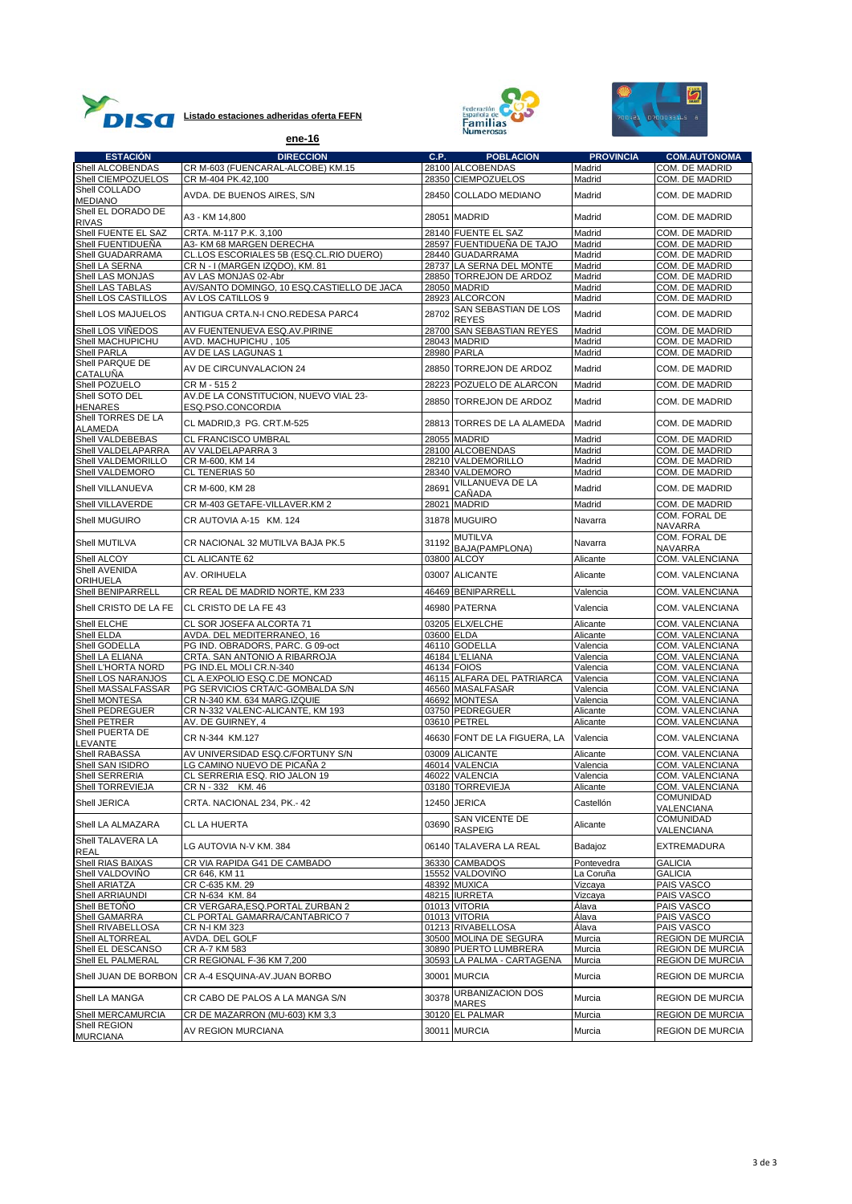**Listado estaciones adheridas oferta FEFN**

**ene-16**

| ESTACIÓN | DIRECCION | C.P. | POBLACION | PROVINCIA | COM.AUTONOMA |
|---|---|---|---|---|---|
| Shell ALCOBENDAS | CR M-603 (FUENCARAL-ALCOBE) KM.15 | 28100 | ALCOBENDAS | Madrid | COM. DE MADRID |
| Shell CIEMPOZUELOS | CR M-404 PK.42,100 | 28350 | CIEMPOZUELOS | Madrid | COM. DE MADRID |
| Shell COLLADO MEDIANO | AVDA. DE BUENOS AIRES, S/N | 28450 | COLLADO MEDIANO | Madrid | COM. DE MADRID |
| Shell EL DORADO DE RIVAS | A3 - KM 14,800 | 28051 | MADRID | Madrid | COM. DE MADRID |
| Shell FUENTE EL SAZ | CRTA. M-117 P.K. 3,100 | 28140 | FUENTE EL SAZ | Madrid | COM. DE MADRID |
| Shell FUENTIDUEÑA | A3- KM 68 MARGEN DERECHA | 28597 | FUENTIDUEÑA DE TAJO | Madrid | COM. DE MADRID |
| Shell GUADARRAMA | CL.LOS ESCORIALES 5B (ESQ.CL.RIO DUERO) | 28440 | GUADARRAMA | Madrid | COM. DE MADRID |
| Shell LA SERNA | CR N - I (MARGEN IZQDO), KM. 81 | 28737 | LA SERNA DEL MONTE | Madrid | COM. DE MADRID |
| Shell LAS MONJAS | AV LAS MONJAS 02-Abr | 28850 | TORREJON DE ARDOZ | Madrid | COM. DE MADRID |
| Shell LAS TABLAS | AV/SANTO DOMINGO, 10 ESQ.CASTIELLO DE JACA | 28050 | MADRID | Madrid | COM. DE MADRID |
| Shell LOS CASTILLOS | AV LOS CATILLOS 9 | 28923 | ALCORCON | Madrid | COM. DE MADRID |
| Shell LOS MAJUELOS | ANTIGUA CRTA.N-I CNO.REDESA PARC4 | 28702 | SAN SEBASTIAN DE LOS REYES | Madrid | COM. DE MADRID |
| Shell LOS VIÑEDOS | AV FUENTENUEVA ESQ.AV.PIRINE | 28700 | SAN SEBASTIAN REYES | Madrid | COM. DE MADRID |
| Shell MACHUPICHU | AVD. MACHUPICHU , 105 | 28043 | MADRID | Madrid | COM. DE MADRID |
| Shell PARLA | AV DE LAS LAGUNAS 1 | 28980 | PARLA | Madrid | COM. DE MADRID |
| Shell PARQUE DE CATALUÑA | AV DE CIRCUNVALACION 24 | 28850 | TORREJON DE ARDOZ | Madrid | COM. DE MADRID |
| Shell POZUELO | CR M - 515 2 | 28223 | POZUELO DE ALARCON | Madrid | COM. DE MADRID |
| Shell SOTO DEL HENARES | AV.DE LA CONSTITUCION, NUEVO VIAL 23-ESQ.PSO.CONCORDIA | 28850 | TORREJON DE ARDOZ | Madrid | COM. DE MADRID |
| Shell TORRES DE LA ALAMEDA | CL MADRID,3 PG. CRT.M-525 | 28813 | TORRES DE LA ALAMEDA | Madrid | COM. DE MADRID |
| Shell VALDEBEBAS | CL FRANCISCO UMBRAL | 28055 | MADRID | Madrid | COM. DE MADRID |
| Shell VALDELAPARRA | AV VALDELAPARRA 3 | 28100 | ALCOBENDAS | Madrid | COM. DE MADRID |
| Shell VALDEMORILLO | CR M-600, KM 14 | 28210 | VALDEMORILLO | Madrid | COM. DE MADRID |
| Shell VALDEMORO | CL TENERIAS 50 | 28340 | VALDEMORO | Madrid | COM. DE MADRID |
| Shell VILLANUEVA | CR M-600, KM 28 | 28691 | VILLANUEVA DE LA CAÑADA | Madrid | COM. DE MADRID |
| Shell VILLAVERDE | CR M-403 GETAFE-VILLAVER.KM 2 | 28021 | MADRID | Madrid | COM. DE MADRID |
| Shell MUGUIRO | CR AUTOVIA A-15 KM. 124 | 31878 | MUGUIRO | Navarra | COM. FORAL DE NAVARRA |
| Shell MUTILVA | CR NACIONAL 32 MUTILVA BAJA PK.5 | 31192 | MUTILVA BAJA(PAMPLONA) | Navarra | COM. FORAL DE NAVARRA |
| Shell ALCOY | CL ALICANTE 62 | 03800 | ALCOY | Alicante | COM. VALENCIANA |
| Shell AVENIDA ORIHUELA | AV. ORIHUELA | 03007 | ALICANTE | Alicante | COM. VALENCIANA |
| Shell BENIPARRELL | CR REAL DE MADRID NORTE, KM 233 | 46469 | BENIPARRELL | Valencia | COM. VALENCIANA |
| Shell CRISTO DE LA FE | CL CRISTO DE LA FE 43 | 46980 | PATERNA | Valencia | COM. VALENCIANA |
| Shell ELCHE | CL SOR JOSEFA ALCORTA 71 | 03205 | ELX/ELCHE | Alicante | COM. VALENCIANA |
| Shell ELDA | AVDA. DEL MEDITERRANEO, 16 | 03600 | ELDA | Alicante | COM. VALENCIANA |
| Shell GODELLA | PG IND. OBRADORS, PARC. G 09-oct | 46110 | GODELLA | Valencia | COM. VALENCIANA |
| Shell LA ELIANA | CRTA. SAN ANTONIO A RIBARROJA | 46184 | L'ELIANA | Valencia | COM. VALENCIANA |
| Shell L'HORTA NORD | PG IND.EL MOLI CR.N-340 | 46134 | FOIOS | Valencia | COM. VALENCIANA |
| Shell LOS NARANJOS | CL A.EXPOLIO ESQ.C.DE MONCAD | 46115 | ALFARA DEL PATRIARCA | Valencia | COM. VALENCIANA |
| Shell MASSALFASSAR | PG SERVICIOS CRTA/C-GOMBALDA S/N | 46560 | MASALFASAR | Valencia | COM. VALENCIANA |
| Shell MONTESA | CR N-340 KM. 634 MARG.IZQUIE | 46692 | MONTESA | Valencia | COM. VALENCIANA |
| Shell PEDREGUER | CR N-332 VALENC-ALICANTE, KM 193 | 03750 | PEDREGUER | Alicante | COM. VALENCIANA |
| Shell PETRER | AV. DE GUIRNEY, 4 | 03610 | PETREL | Alicante | COM. VALENCIANA |
| Shell PUERTA DE LEVANTE | CR N-344 KM.127 | 46630 | FONT DE LA FIGUERA, LA | Valencia | COM. VALENCIANA |
| Shell RABASSA | AV UNIVERSIDAD ESQ.C/FORTUNY S/N | 03009 | ALICANTE | Alicante | COM. VALENCIANA |
| Shell SAN ISIDRO | LG CAMINO NUEVO DE PICAÑA 2 | 46014 | VALENCIA | Valencia | COM. VALENCIANA |
| Shell SERRERIA | CL SERRERIA ESQ. RIO JALON 19 | 46022 | VALENCIA | Valencia | COM. VALENCIANA |
| Shell TORREVIEJA | CR N - 332 KM. 46 | 03180 | TORREVIEJA | Alicante | COM. VALENCIANA |
| Shell JERICA | CRTA. NACIONAL 234, PK.- 42 | 12450 | JERICA | Castellón | COMUNIDAD VALENCIANA |
| Shell LA ALMAZARA | CL LA HUERTA | 03690 | SAN VICENTE DE RASPEIG | Alicante | COMUNIDAD VALENCIANA |
| Shell TALAVERA LA REAL | LG AUTOVIA N-V KM. 384 | 06140 | TALAVERA LA REAL | Badajoz | EXTREMADURA |
| Shell RIAS BAIXAS | CR VIA RAPIDA G41 DE CAMBADO | 36330 | CAMBADOS | Pontevedra | GALICIA |
| Shell VALDOVIÑO | CR 646, KM 11 | 15552 | VALDOVIÑO | La Coruña | GALICIA |
| Shell ARIATZA | CR C-635 KM. 29 | 48392 | MUXICA | Vizcaya | PAIS VASCO |
| Shell ARRIAUNDI | CR N-634 KM. 84 | 48215 | IURRETA | Vizcaya | PAIS VASCO |
| Shell BETOÑO | CR VERGARA,ESQ.PORTAL ZURBAN 2 | 01013 | VITORIA | Álava | PAIS VASCO |
| Shell GAMARRA | CL PORTAL GAMARRA/CANTABRICO 7 | 01013 | VITORIA | Álava | PAIS VASCO |
| Shell RIVABELLOSA | CR N-I KM 323 | 01213 | RIVABELLOSA | Álava | PAIS VASCO |
| Shell ALTORREAL | AVDA. DEL GOLF | 30500 | MOLINA DE SEGURA | Murcia | REGION DE MURCIA |
| Shell EL DESCANSO | CR A-7 KM 583 | 30890 | PUERTO LUMBRERA | Murcia | REGION DE MURCIA |
| Shell EL PALMERAL | CR REGIONAL F-36 KM 7,200 | 30593 | LA PALMA - CARTAGENA | Murcia | REGION DE MURCIA |
| Shell JUAN DE BORBON | CR A-4 ESQUINA-AV.JUAN BORBO | 30001 | MURCIA | Murcia | REGION DE MURCIA |
| Shell LA MANGA | CR CABO DE PALOS A LA MANGA S/N | 30378 | URBANIZACION DOS MARES | Murcia | REGION DE MURCIA |
| Shell MERCAMURCIA | CR DE MAZARRON (MU-603) KM 3,3 | 30120 | EL PALMAR | Murcia | REGION DE MURCIA |
| Shell REGION MURCIANA | AV REGION MURCIANA | 30011 | MURCIA | Murcia | REGION DE MURCIA |